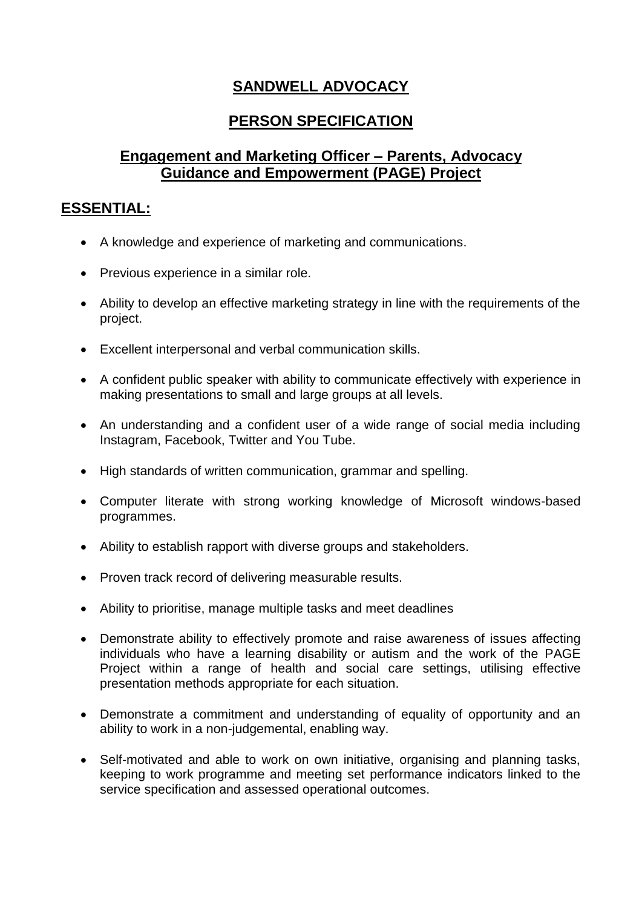# SANDWELL ADVOCACY

## PERSON SPECIFICATION

### Engagement and Marketing Officer – Parents, Advocacy Guidance and Empowerment (PAGE) Project

## ESSENTIAL:

- A knowledge and experience of marketing and communications.
- Previous experience in a similar role.
- Ability to develop an effective marketing strategy in line with the requirements of the project.
- Excellent interpersonal and verbal communication skills.
- A confident public speaker with ability to communicate effectively with experience in making presentations to small and large groups at all levels.
- An understanding and a confident user of a wide range of social media including Instagram, Facebook, Twitter and You Tube.
- High standards of written communication, grammar and spelling.
- Computer literate with strong working knowledge of Microsoft windows-based programmes.
- Ability to establish rapport with diverse groups and stakeholders.
- Proven track record of delivering measurable results.
- Ability to prioritise, manage multiple tasks and meet deadlines
- Demonstrate ability to effectively promote and raise awareness of issues affecting individuals who have a learning disability or autism and the work of the PAGE Project within a range of health and social care settings, utilising effective presentation methods appropriate for each situation.
- Demonstrate a commitment and understanding of equality of opportunity and an ability to work in a non-judgemental, enabling way.
- Self-motivated and able to work on own initiative, organising and planning tasks, keeping to work programme and meeting set performance indicators linked to the service specification and assessed operational outcomes.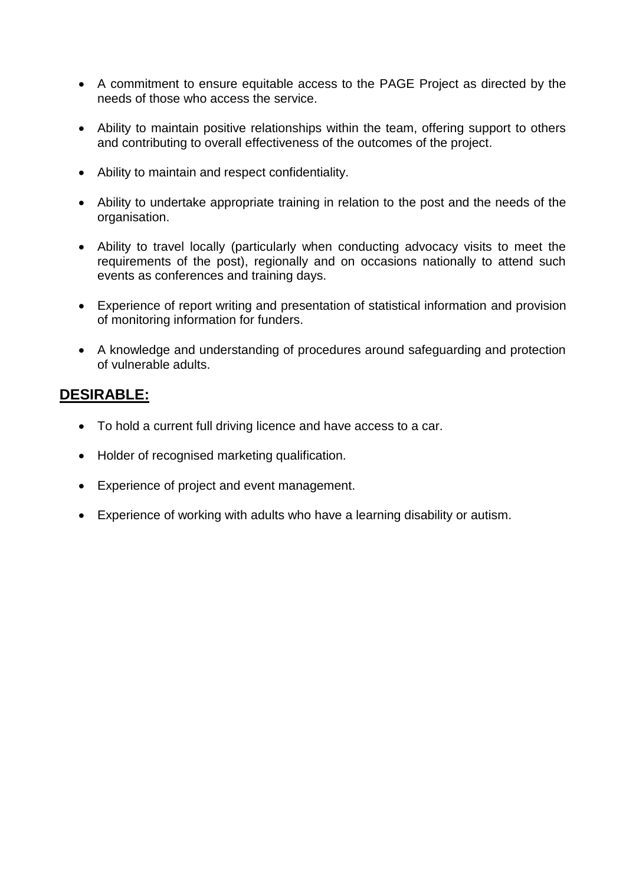- A commitment to ensure equitable access to the PAGE Project as directed by the needs of those who access the service.

- Ability to maintain positive relationships within the team, offering support to others and contributing to overall effectiveness of the outcomes of the project.

- Ability to maintain and respect confidentiality.

- Ability to undertake appropriate training in relation to the post and the needs of the organisation.

- Ability to travel locally (particularly when conducting advocacy visits to meet the requirements of the post), regionally and on occasions nationally to attend such events as conferences and training days.

- Experience of report writing and presentation of statistical information and provision of monitoring information for funders.

- A knowledge and understanding of procedures around safeguarding and protection of vulnerable adults.

## DESIRABLE:

- To hold a current full driving licence and have access to a car.

- Holder of recognised marketing qualification.

- Experience of project and event management.

- Experience of working with adults who have a learning disability or autism.